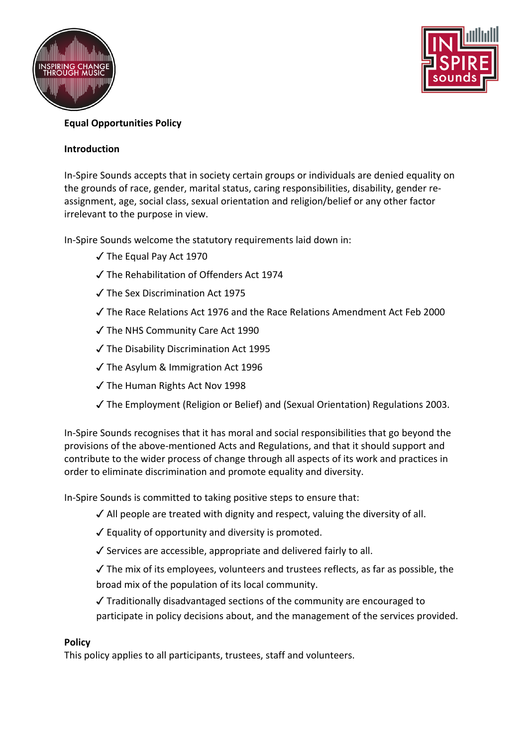**Equal Opportunities Policy**

**Introduction**

In-Spire Sounds accepts that in society certain groups or individuals are denied equality on the grounds of race, gender, marital status, caring responsibilities, disability, gender re-assignment, age, social class, sexual orientation and religion/belief or any other factor irrelevant to the purpose in view.

In-Spire Sounds welcome the statutory requirements laid down in:

- ✓ The Equal Pay Act 1970
- ✓ The Rehabilitation of Offenders Act 1974
- ✓ The Sex Discrimination Act 1975
- ✓ The Race Relations Act 1976 and the Race Relations Amendment Act Feb 2000
- ✓ The NHS Community Care Act 1990
- ✓ The Disability Discrimination Act 1995
- ✓ The Asylum & Immigration Act 1996
- ✓ The Human Rights Act Nov 1998
- ✓ The Employment (Religion or Belief) and (Sexual Orientation) Regulations 2003.

In-Spire Sounds recognises that it has moral and social responsibilities that go beyond the provisions of the above-mentioned Acts and Regulations, and that it should support and contribute to the wider process of change through all aspects of its work and practices in order to eliminate discrimination and promote equality and diversity.

In-Spire Sounds is committed to taking positive steps to ensure that:

- ✓ All people are treated with dignity and respect, valuing the diversity of all.
- ✓ Equality of opportunity and diversity is promoted.
- ✓ Services are accessible, appropriate and delivered fairly to all.
- ✓ The mix of its employees, volunteers and trustees reflects, as far as possible, the broad mix of the population of its local community.
- ✓ Traditionally disadvantaged sections of the community are encouraged to participate in policy decisions about, and the management of the services provided.

**Policy**

This policy applies to all participants, trustees, staff and volunteers.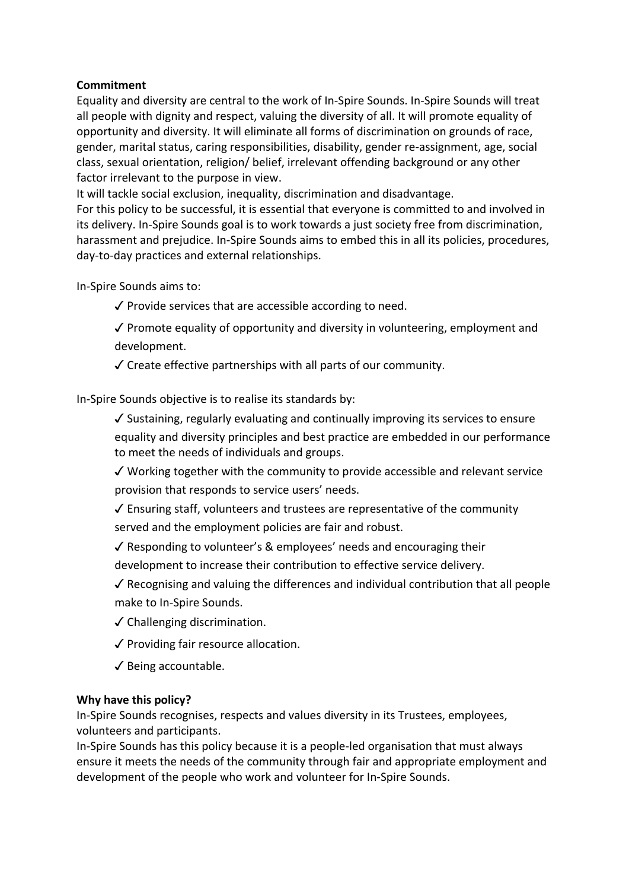**Commitment**

Equality and diversity are central to the work of In-Spire Sounds. In-Spire Sounds will treat all people with dignity and respect, valuing the diversity of all. It will promote equality of opportunity and diversity. It will eliminate all forms of discrimination on grounds of race, gender, marital status, caring responsibilities, disability, gender re-assignment, age, social class, sexual orientation, religion/ belief, irrelevant offending background or any other factor irrelevant to the purpose in view.

It will tackle social exclusion, inequality, discrimination and disadvantage.

For this policy to be successful, it is essential that everyone is committed to and involved in its delivery. In-Spire Sounds goal is to work towards a just society free from discrimination, harassment and prejudice. In-Spire Sounds aims to embed this in all its policies, procedures, day-to-day practices and external relationships.

In-Spire Sounds aims to:

- ✓ Provide services that are accessible according to need.
- ✓ Promote equality of opportunity and diversity in volunteering, employment and development.
- ✓ Create effective partnerships with all parts of our community.

In-Spire Sounds objective is to realise its standards by:

- ✓ Sustaining, regularly evaluating and continually improving its services to ensure equality and diversity principles and best practice are embedded in our performance to meet the needs of individuals and groups.
- ✓ Working together with the community to provide accessible and relevant service provision that responds to service users' needs.
- ✓ Ensuring staff, volunteers and trustees are representative of the community served and the employment policies are fair and robust.
- ✓ Responding to volunteer's & employees' needs and encouraging their development to increase their contribution to effective service delivery.
- ✓ Recognising and valuing the differences and individual contribution that all people make to In-Spire Sounds.
- ✓ Challenging discrimination.
- ✓ Providing fair resource allocation.
- ✓ Being accountable.

**Why have this policy?**

In-Spire Sounds recognises, respects and values diversity in its Trustees, employees, volunteers and participants.

In-Spire Sounds has this policy because it is a people-led organisation that must always ensure it meets the needs of the community through fair and appropriate employment and development of the people who work and volunteer for In-Spire Sounds.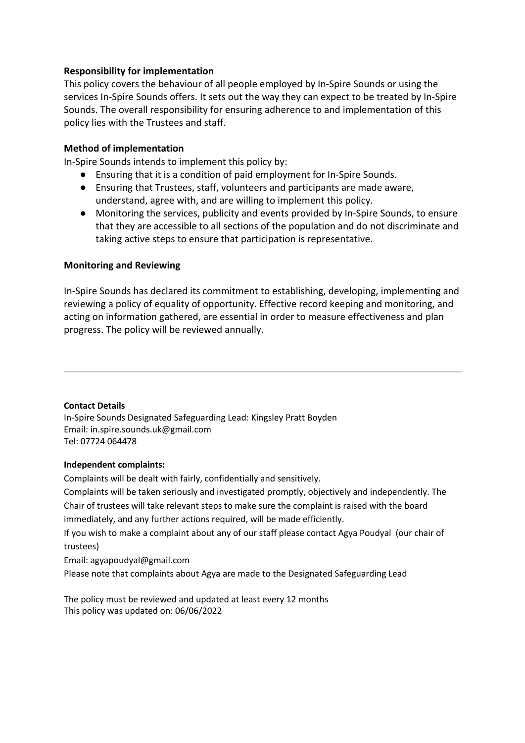### Responsibility for implementation

This policy covers the behaviour of all people employed by In-Spire Sounds or using the services In-Spire Sounds offers. It sets out the way they can expect to be treated by In-Spire Sounds. The overall responsibility for ensuring adherence to and implementation of this policy lies with the Trustees and staff.

### Method of implementation

In-Spire Sounds intends to implement this policy by:

- Ensuring that it is a condition of paid employment for In-Spire Sounds.
- Ensuring that Trustees, staff, volunteers and participants are made aware, understand, agree with, and are willing to implement this policy.
- Monitoring the services, publicity and events provided by In-Spire Sounds, to ensure that they are accessible to all sections of the population and do not discriminate and taking active steps to ensure that participation is representative.

### Monitoring and Reviewing

In-Spire Sounds has declared its commitment to establishing, developing, implementing and reviewing a policy of equality of opportunity. Effective record keeping and monitoring, and acting on information gathered, are essential in order to measure effectiveness and plan progress. The policy will be reviewed annually.

---

**Contact Details**

In-Spire Sounds Designated Safeguarding Lead: Kingsley Pratt Boyden
Email: in.spire.sounds.uk@gmail.com
Tel: 07724 064478

**Independent complaints:**

Complaints will be dealt with fairly, confidentially and sensitively.

Complaints will be taken seriously and investigated promptly, objectively and independently. The Chair of trustees will take relevant steps to make sure the complaint is raised with the board immediately, and any further actions required, will be made efficiently.

If you wish to make a complaint about any of our staff please contact Agya Poudyal (our chair of trustees)

Email: agyapoudyal@gmail.com

Please note that complaints about Agya are made to the Designated Safeguarding Lead

The policy must be reviewed and updated at least every 12 months
This policy was updated on: 06/06/2022